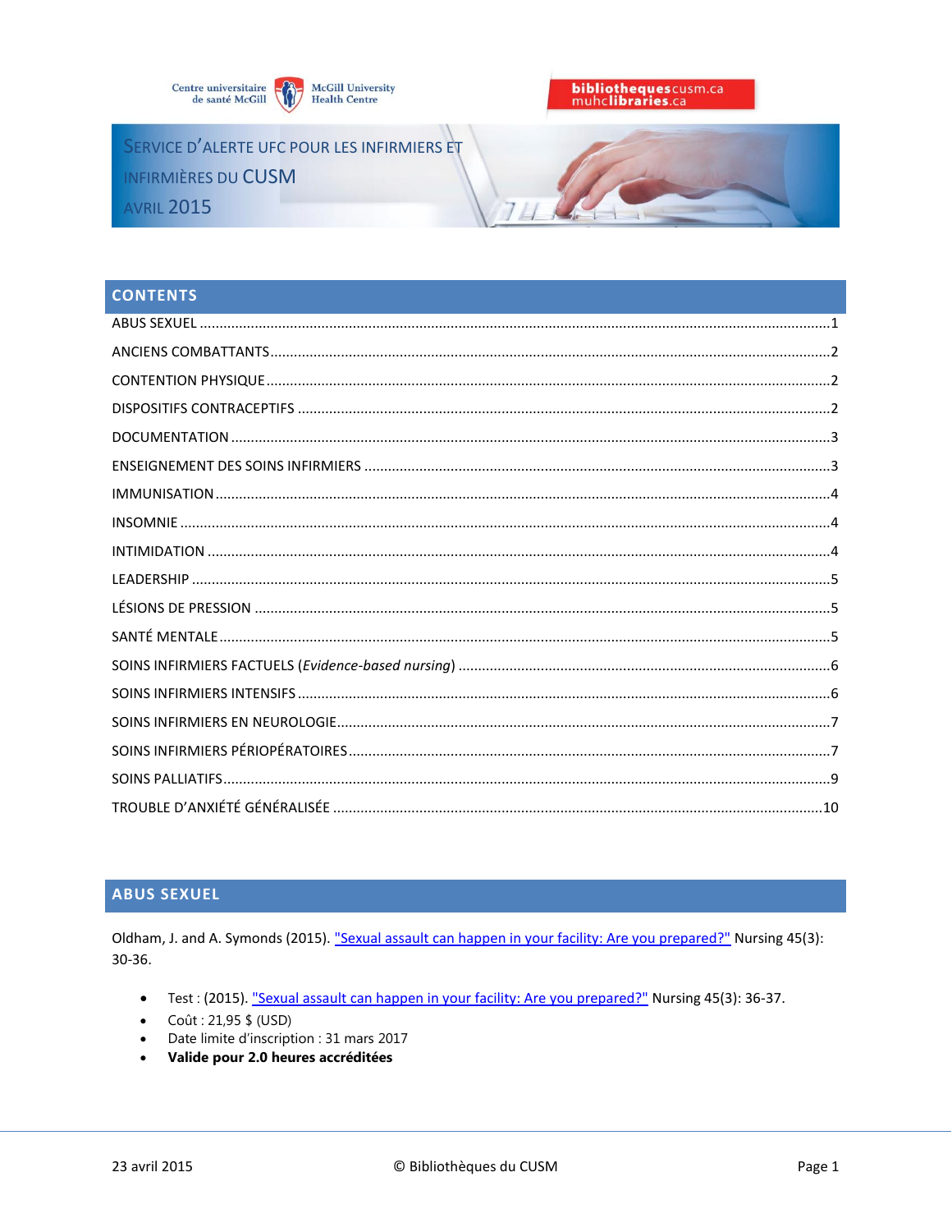Centre universitaire de santé McGill | McGill University Health Centre

bibliothequescusm.ca muhclibraries.ca

# SERVICE D'ALERTE UFC POUR LES INFIRMIERS ET INFIRMIÈRES DU CUSM

AVRIL 2015

## CONTENTS

ABUS SEXUEL ........................................ 1
ANCIENS COMBATTANTS ........................................ 2
CONTENTION PHYSIQUE ........................................ 2
DISPOSITIFS CONTRACEPTIFS ........................................ 2
DOCUMENTATION ........................................ 3
ENSEIGNEMENT DES SOINS INFIRMIERS ........................................ 3
IMMUNISATION ........................................ 4
INSOMNIE ........................................ 4
INTIMIDATION ........................................ 4
LEADERSHIP ........................................ 5
LÉSIONS DE PRESSION ........................................ 5
SANTÉ MENTALE ........................................ 5
SOINS INFIRMIERS FACTUELS (*Evidence-based nursing*) ........................................ 6
SOINS INFIRMIERS INTENSIFS ........................................ 6
SOINS INFIRMIERS EN NEUROLOGIE ........................................ 7
SOINS INFIRMIERS PÉRIOPÉRATOIRES ........................................ 7
SOINS PALLIATIFS ........................................ 9
TROUBLE D'ANXIÉTÉ GÉNÉRALISÉE ........................................ 10

## ABUS SEXUEL

Oldham, J. and A. Symonds (2015). "Sexual assault can happen in your facility: Are you prepared?" Nursing 45(3): 30-36.

- Test : (2015). "Sexual assault can happen in your facility: Are you prepared?" Nursing 45(3): 36-37.
- Coût : 21,95 $ (USD)
- Date limite d'inscription : 31 mars 2017
- **Valide pour 2.0 heures accréditées**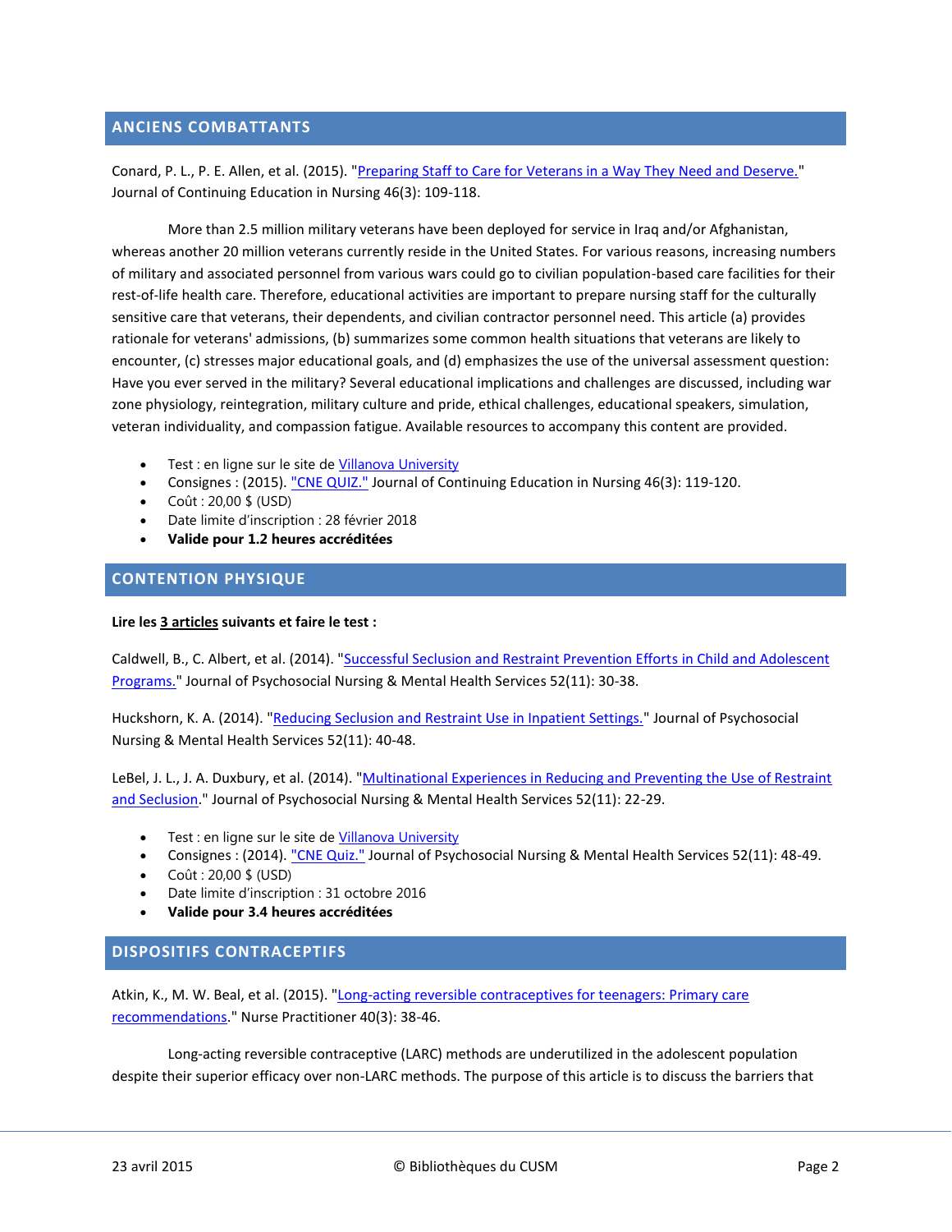## ANCIENS COMBATTANTS

Conard, P. L., P. E. Allen, et al. (2015). "Preparing Staff to Care for Veterans in a Way They Need and Deserve." Journal of Continuing Education in Nursing 46(3): 109-118.

More than 2.5 million military veterans have been deployed for service in Iraq and/or Afghanistan, whereas another 20 million veterans currently reside in the United States. For various reasons, increasing numbers of military and associated personnel from various wars could go to civilian population-based care facilities for their rest-of-life health care. Therefore, educational activities are important to prepare nursing staff for the culturally sensitive care that veterans, their dependents, and civilian contractor personnel need. This article (a) provides rationale for veterans' admissions, (b) summarizes some common health situations that veterans are likely to encounter, (c) stresses major educational goals, and (d) emphasizes the use of the universal assessment question: Have you ever served in the military? Several educational implications and challenges are discussed, including war zone physiology, reintegration, military culture and pride, ethical challenges, educational speakers, simulation, veteran individuality, and compassion fatigue. Available resources to accompany this content are provided.

- Test : en ligne sur le site de Villanova University
- Consignes : (2015). "CNE QUIZ." Journal of Continuing Education in Nursing 46(3): 119-120.
- Coût : 20,00 $ (USD)
- Date limite d'inscription : 28 février 2018
- **Valide pour 1.2 heures accréditées**

## CONTENTION PHYSIQUE

**Lire les 3 articles suivants et faire le test :**

Caldwell, B., C. Albert, et al. (2014). "Successful Seclusion and Restraint Prevention Efforts in Child and Adolescent Programs." Journal of Psychosocial Nursing & Mental Health Services 52(11): 30-38.

Huckshorn, K. A. (2014). "Reducing Seclusion and Restraint Use in Inpatient Settings." Journal of Psychosocial Nursing & Mental Health Services 52(11): 40-48.

LeBel, J. L., J. A. Duxbury, et al. (2014). "Multinational Experiences in Reducing and Preventing the Use of Restraint and Seclusion." Journal of Psychosocial Nursing & Mental Health Services 52(11): 22-29.

- Test : en ligne sur le site de Villanova University
- Consignes : (2014). "CNE Quiz." Journal of Psychosocial Nursing & Mental Health Services 52(11): 48-49.
- Coût : 20,00 $ (USD)
- Date limite d'inscription : 31 octobre 2016
- **Valide pour 3.4 heures accréditées**

## DISPOSITIFS CONTRACEPTIFS

Atkin, K., M. W. Beal, et al. (2015). "Long-acting reversible contraceptives for teenagers: Primary care recommendations." Nurse Practitioner 40(3): 38-46.

Long-acting reversible contraceptive (LARC) methods are underutilized in the adolescent population despite their superior efficacy over non-LARC methods. The purpose of this article is to discuss the barriers that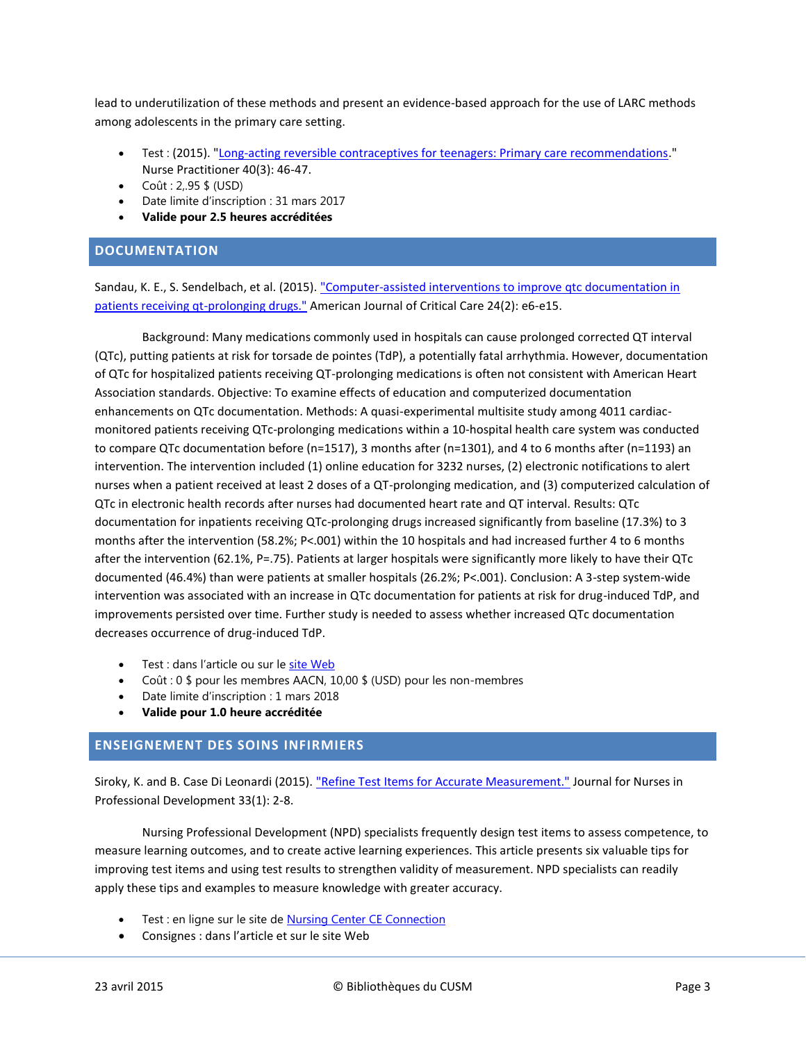lead to underutilization of these methods and present an evidence-based approach for the use of LARC methods among adolescents in the primary care setting.

- Test : (2015). "[Long-acting reversible contraceptives for teenagers: Primary care recommendations](#)." Nurse Practitioner 40(3): 46-47.
- Coût : 2,.95 $ (USD)
- Date limite d'inscription : 31 mars 2017
- **Valide pour 2.5 heures accréditées**

## DOCUMENTATION

Sandau, K. E., S. Sendelbach, et al. (2015). ["Computer-assisted interventions to improve qtc documentation in patients receiving qt-prolonging drugs."](#) American Journal of Critical Care 24(2): e6-e15.

Background: Many medications commonly used in hospitals can cause prolonged corrected QT interval (QTc), putting patients at risk for torsade de pointes (TdP), a potentially fatal arrhythmia. However, documentation of QTc for hospitalized patients receiving QT-prolonging medications is often not consistent with American Heart Association standards. Objective: To examine effects of education and computerized documentation enhancements on QTc documentation. Methods: A quasi-experimental multisite study among 4011 cardiac-monitored patients receiving QTc-prolonging medications within a 10-hospital health care system was conducted to compare QTc documentation before (n=1517), 3 months after (n=1301), and 4 to 6 months after (n=1193) an intervention. The intervention included (1) online education for 3232 nurses, (2) electronic notifications to alert nurses when a patient received at least 2 doses of a QT-prolonging medication, and (3) computerized calculation of QTc in electronic health records after nurses had documented heart rate and QT interval. Results: QTc documentation for inpatients receiving QTc-prolonging drugs increased significantly from baseline (17.3%) to 3 months after the intervention (58.2%; P<.001) within the 10 hospitals and had increased further 4 to 6 months after the intervention (62.1%, P=.75). Patients at larger hospitals were significantly more likely to have their QTc documented (46.4%) than were patients at smaller hospitals (26.2%; P<.001). Conclusion: A 3-step system-wide intervention was associated with an increase in QTc documentation for patients at risk for drug-induced TdP, and improvements persisted over time. Further study is needed to assess whether increased QTc documentation decreases occurrence of drug-induced TdP.

- Test : dans l'article ou sur le [site Web](#)
- Coût : 0 $ pour les membres AACN, 10,00 $ (USD) pour les non-membres
- Date limite d'inscription : 1 mars 2018
- **Valide pour 1.0 heure accréditée**

## ENSEIGNEMENT DES SOINS INFIRMIERS

Siroky, K. and B. Case Di Leonardi (2015). ["Refine Test Items for Accurate Measurement."](#) Journal for Nurses in Professional Development 33(1): 2-8.

Nursing Professional Development (NPD) specialists frequently design test items to assess competence, to measure learning outcomes, and to create active learning experiences. This article presents six valuable tips for improving test items and using test results to strengthen validity of measurement. NPD specialists can readily apply these tips and examples to measure knowledge with greater accuracy.

- Test : en ligne sur le site de [Nursing Center CE Connection](#)
- Consignes : dans l'article et sur le site Web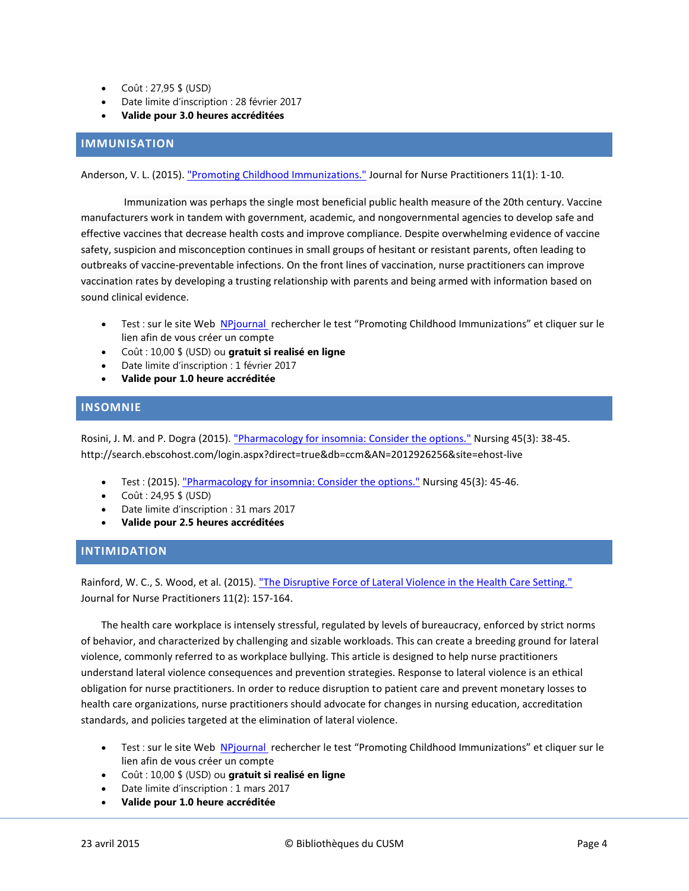- Coût : 27,95 $ (USD)
- Date limite d'inscription : 28 février 2017
- **Valide pour 3.0 heures accréditées**

## IMMUNISATION

Anderson, V. L. (2015). "Promoting Childhood Immunizations." Journal for Nurse Practitioners 11(1): 1-10.

Immunization was perhaps the single most beneficial public health measure of the 20th century. Vaccine manufacturers work in tandem with government, academic, and nongovernmental agencies to develop safe and effective vaccines that decrease health costs and improve compliance. Despite overwhelming evidence of vaccine safety, suspicion and misconception continues in small groups of hesitant or resistant parents, often leading to outbreaks of vaccine-preventable infections. On the front lines of vaccination, nurse practitioners can improve vaccination rates by developing a trusting relationship with parents and being armed with information based on sound clinical evidence.

- Test : sur le site Web NPjournal rechercher le test "Promoting Childhood Immunizations" et cliquer sur le lien afin de vous créer un compte
- Coût : 10,00 $ (USD) ou **gratuit si realisé en ligne**
- Date limite d'inscription : 1 février 2017
- **Valide pour 1.0 heure accréditée**

## INSOMNIE

Rosini, J. M. and P. Dogra (2015). "Pharmacology for insomnia: Consider the options." Nursing 45(3): 38-45. http://search.ebscohost.com/login.aspx?direct=true&db=ccm&AN=2012926256&site=ehost-live

- Test : (2015). "Pharmacology for insomnia: Consider the options." Nursing 45(3): 45-46.
- Coût : 24,95 $ (USD)
- Date limite d'inscription : 31 mars 2017
- **Valide pour 2.5 heures accréditées**

## INTIMIDATION

Rainford, W. C., S. Wood, et al. (2015). "The Disruptive Force of Lateral Violence in the Health Care Setting." Journal for Nurse Practitioners 11(2): 157-164.

The health care workplace is intensely stressful, regulated by levels of bureaucracy, enforced by strict norms of behavior, and characterized by challenging and sizable workloads. This can create a breeding ground for lateral violence, commonly referred to as workplace bullying. This article is designed to help nurse practitioners understand lateral violence consequences and prevention strategies. Response to lateral violence is an ethical obligation for nurse practitioners. In order to reduce disruption to patient care and prevent monetary losses to health care organizations, nurse practitioners should advocate for changes in nursing education, accreditation standards, and policies targeted at the elimination of lateral violence.

- Test : sur le site Web NPjournal rechercher le test "Promoting Childhood Immunizations" et cliquer sur le lien afin de vous créer un compte
- Coût : 10,00 $ (USD) ou **gratuit si realisé en ligne**
- Date limite d'inscription : 1 mars 2017
- **Valide pour 1.0 heure accréditée**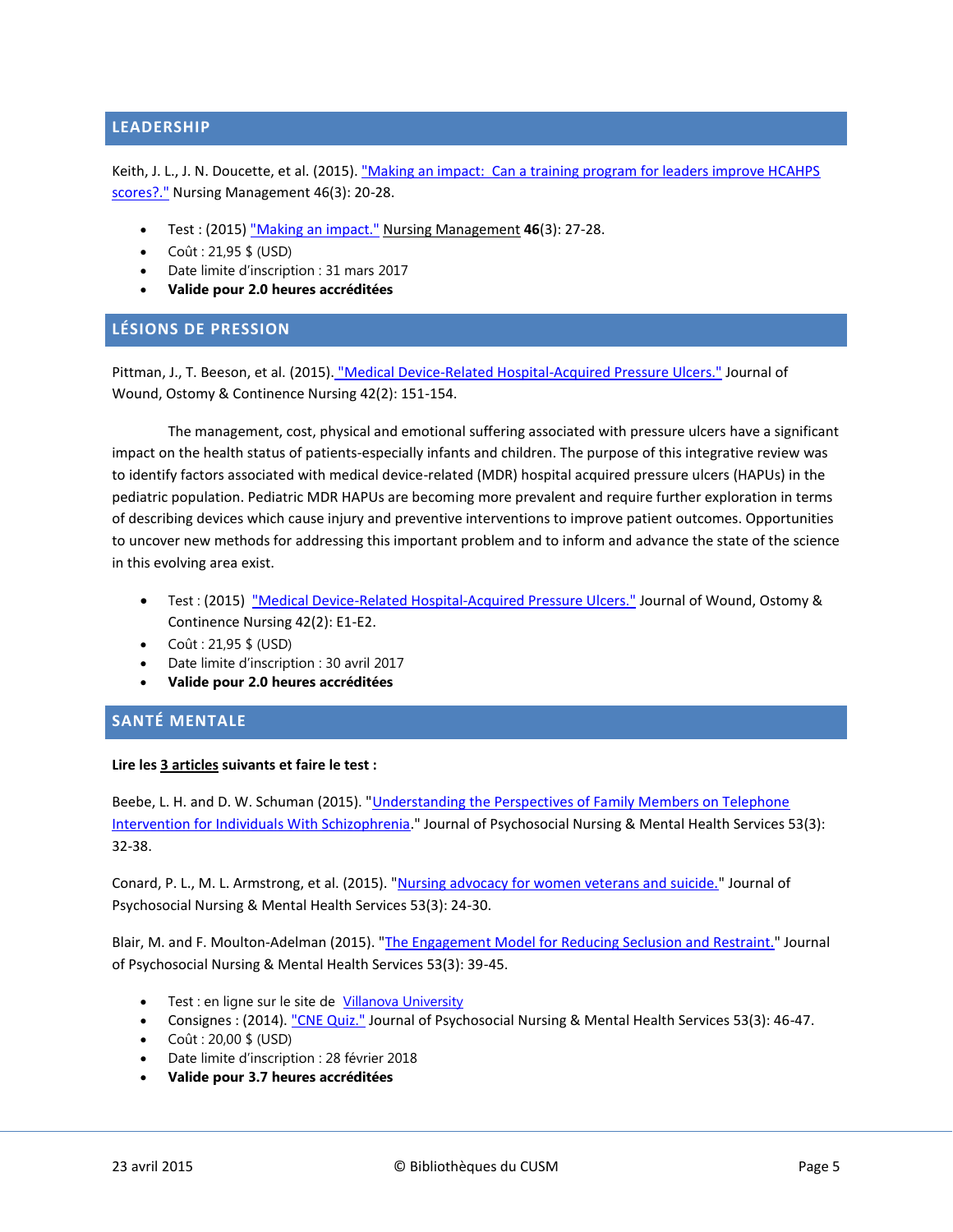## LEADERSHIP

Keith, J. L., J. N. Doucette, et al. (2015). "Making an impact: Can a training program for leaders improve HCAHPS scores?." Nursing Management 46(3): 20-28.

- Test : (2015) "Making an impact." Nursing Management **46**(3): 27-28.
- Coût : 21,95 $ (USD)
- Date limite d'inscription : 31 mars 2017
- **Valide pour 2.0 heures accréditées**

## LÉSIONS DE PRESSION

Pittman, J., T. Beeson, et al. (2015). "Medical Device-Related Hospital-Acquired Pressure Ulcers." Journal of Wound, Ostomy & Continence Nursing 42(2): 151-154.

The management, cost, physical and emotional suffering associated with pressure ulcers have a significant impact on the health status of patients-especially infants and children. The purpose of this integrative review was to identify factors associated with medical device-related (MDR) hospital acquired pressure ulcers (HAPUs) in the pediatric population. Pediatric MDR HAPUs are becoming more prevalent and require further exploration in terms of describing devices which cause injury and preventive interventions to improve patient outcomes. Opportunities to uncover new methods for addressing this important problem and to inform and advance the state of the science in this evolving area exist.

- Test : (2015) "Medical Device-Related Hospital-Acquired Pressure Ulcers." Journal of Wound, Ostomy & Continence Nursing 42(2): E1-E2.
- Coût : 21,95 $ (USD)
- Date limite d'inscription : 30 avril 2017
- **Valide pour 2.0 heures accréditées**

## SANTÉ MENTALE

**Lire les 3 articles suivants et faire le test :**

Beebe, L. H. and D. W. Schuman (2015). "Understanding the Perspectives of Family Members on Telephone Intervention for Individuals With Schizophrenia." Journal of Psychosocial Nursing & Mental Health Services 53(3): 32-38.

Conard, P. L., M. L. Armstrong, et al. (2015). "Nursing advocacy for women veterans and suicide." Journal of Psychosocial Nursing & Mental Health Services 53(3): 24-30.

Blair, M. and F. Moulton-Adelman (2015). "The Engagement Model for Reducing Seclusion and Restraint." Journal of Psychosocial Nursing & Mental Health Services 53(3): 39-45.

- Test : en ligne sur le site de Villanova University
- Consignes : (2014). "CNE Quiz." Journal of Psychosocial Nursing & Mental Health Services 53(3): 46-47.
- Coût : 20,00 $ (USD)
- Date limite d'inscription : 28 février 2018
- **Valide pour 3.7 heures accréditées**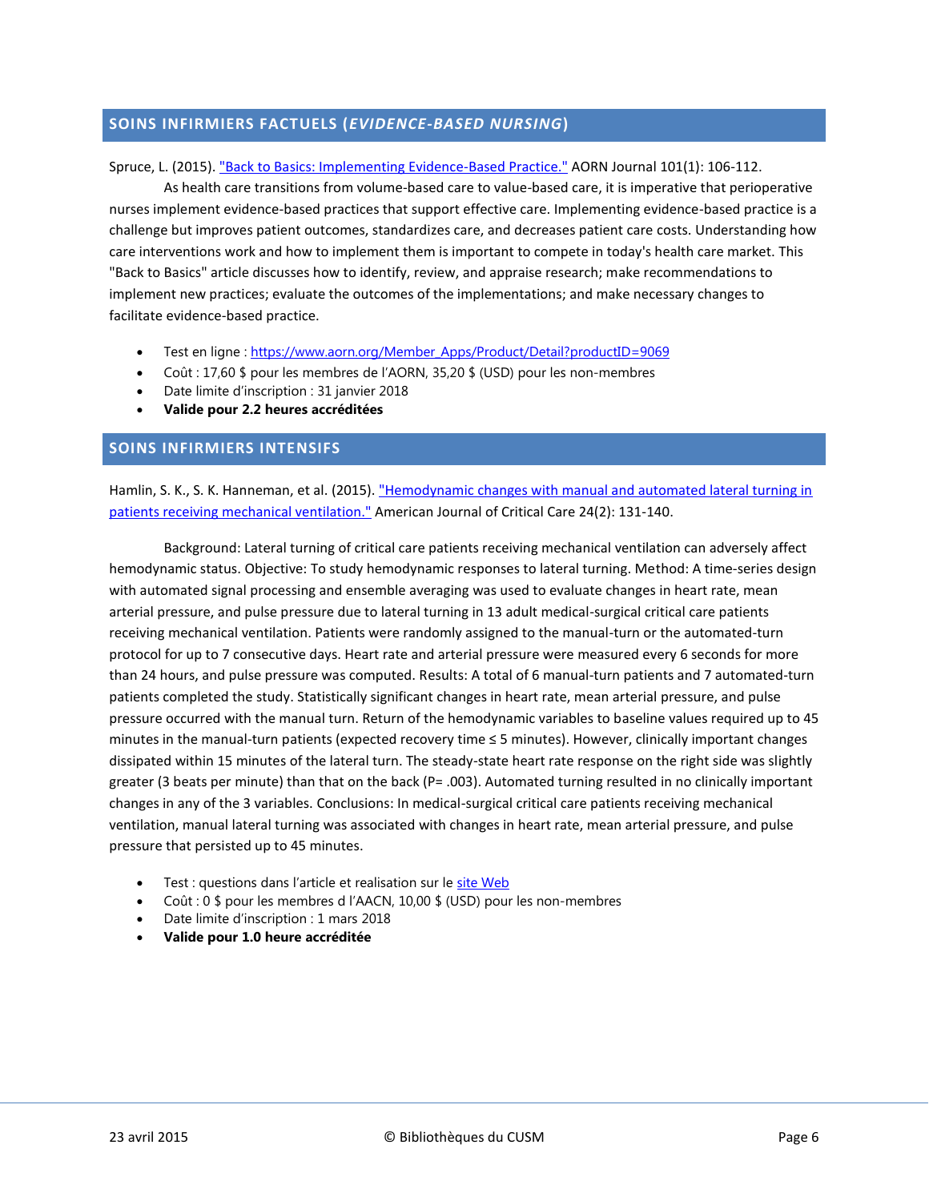## SOINS INFIRMIERS FACTUELS (*EVIDENCE-BASED NURSING*)

Spruce, L. (2015). [&quot;Back to Basics: Implementing Evidence-Based Practice.&quot;]() AORN Journal 101(1): 106-112.

As health care transitions from volume-based care to value-based care, it is imperative that perioperative nurses implement evidence-based practices that support effective care. Implementing evidence-based practice is a challenge but improves patient outcomes, standardizes care, and decreases patient care costs. Understanding how care interventions work and how to implement them is important to compete in today's health care market. This "Back to Basics" article discusses how to identify, review, and appraise research; make recommendations to implement new practices; evaluate the outcomes of the implementations; and make necessary changes to facilitate evidence-based practice.

- Test en ligne : https://www.aorn.org/Member_Apps/Product/Detail?productID=9069
- Coût : 17,60 $ pour les membres de l'AORN, 35,20 $ (USD) pour les non-membres
- Date limite d'inscription : 31 janvier 2018
- **Valide pour 2.2 heures accréditées**

## SOINS INFIRMIERS INTENSIFS

Hamlin, S. K., S. K. Hanneman, et al. (2015). [&quot;Hemodynamic changes with manual and automated lateral turning in patients receiving mechanical ventilation.&quot;]() American Journal of Critical Care 24(2): 131-140.

Background: Lateral turning of critical care patients receiving mechanical ventilation can adversely affect hemodynamic status. Objective: To study hemodynamic responses to lateral turning. Method: A time-series design with automated signal processing and ensemble averaging was used to evaluate changes in heart rate, mean arterial pressure, and pulse pressure due to lateral turning in 13 adult medical-surgical critical care patients receiving mechanical ventilation. Patients were randomly assigned to the manual-turn or the automated-turn protocol for up to 7 consecutive days. Heart rate and arterial pressure were measured every 6 seconds for more than 24 hours, and pulse pressure was computed. Results: A total of 6 manual-turn patients and 7 automated-turn patients completed the study. Statistically significant changes in heart rate, mean arterial pressure, and pulse pressure occurred with the manual turn. Return of the hemodynamic variables to baseline values required up to 45 minutes in the manual-turn patients (expected recovery time ≤ 5 minutes). However, clinically important changes dissipated within 15 minutes of the lateral turn. The steady-state heart rate response on the right side was slightly greater (3 beats per minute) than that on the back (P= .003). Automated turning resulted in no clinically important changes in any of the 3 variables. Conclusions: In medical-surgical critical care patients receiving mechanical ventilation, manual lateral turning was associated with changes in heart rate, mean arterial pressure, and pulse pressure that persisted up to 45 minutes.

- Test : questions dans l'article et realisation sur le [site Web]()
- Coût : 0 $ pour les membres d l'AACN, 10,00 $ (USD) pour les non-membres
- Date limite d'inscription : 1 mars 2018
- **Valide pour 1.0 heure accréditée**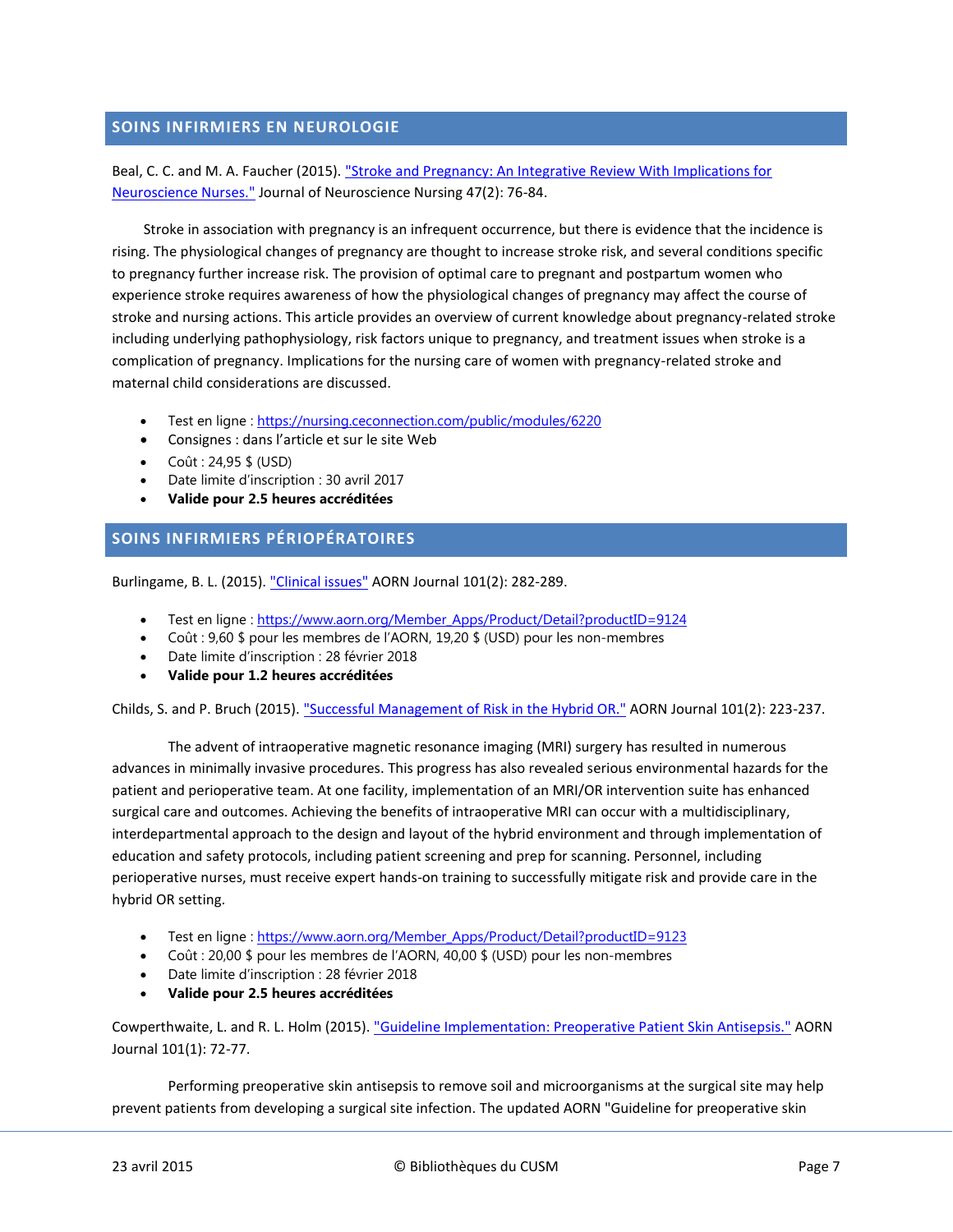## SOINS INFIRMIERS EN NEUROLOGIE

Beal, C. C. and M. A. Faucher (2015). "Stroke and Pregnancy: An Integrative Review With Implications for Neuroscience Nurses." Journal of Neuroscience Nursing 47(2): 76-84.

Stroke in association with pregnancy is an infrequent occurrence, but there is evidence that the incidence is rising. The physiological changes of pregnancy are thought to increase stroke risk, and several conditions specific to pregnancy further increase risk. The provision of optimal care to pregnant and postpartum women who experience stroke requires awareness of how the physiological changes of pregnancy may affect the course of stroke and nursing actions. This article provides an overview of current knowledge about pregnancy-related stroke including underlying pathophysiology, risk factors unique to pregnancy, and treatment issues when stroke is a complication of pregnancy. Implications for the nursing care of women with pregnancy-related stroke and maternal child considerations are discussed.

- Test en ligne : https://nursing.ceconnection.com/public/modules/6220
- Consignes : dans l'article et sur le site Web
- Coût : 24,95 $ (USD)
- Date limite d'inscription : 30 avril 2017
- **Valide pour 2.5 heures accréditées**

## SOINS INFIRMIERS PÉRIOPÉRATOIRES

Burlingame, B. L. (2015). "Clinical issues" AORN Journal 101(2): 282-289.

- Test en ligne : https://www.aorn.org/Member_Apps/Product/Detail?productID=9124
- Coût : 9,60 $ pour les membres de l'AORN, 19,20 $ (USD) pour les non-membres
- Date limite d'inscription : 28 février 2018
- **Valide pour 1.2 heures accréditées**

Childs, S. and P. Bruch (2015). "Successful Management of Risk in the Hybrid OR." AORN Journal 101(2): 223-237.

The advent of intraoperative magnetic resonance imaging (MRI) surgery has resulted in numerous advances in minimally invasive procedures. This progress has also revealed serious environmental hazards for the patient and perioperative team. At one facility, implementation of an MRI/OR intervention suite has enhanced surgical care and outcomes. Achieving the benefits of intraoperative MRI can occur with a multidisciplinary, interdepartmental approach to the design and layout of the hybrid environment and through implementation of education and safety protocols, including patient screening and prep for scanning. Personnel, including perioperative nurses, must receive expert hands-on training to successfully mitigate risk and provide care in the hybrid OR setting.

- Test en ligne : https://www.aorn.org/Member_Apps/Product/Detail?productID=9123
- Coût : 20,00 $ pour les membres de l'AORN, 40,00 $ (USD) pour les non-membres
- Date limite d'inscription : 28 février 2018
- **Valide pour 2.5 heures accréditées**

Cowperthwaite, L. and R. L. Holm (2015). "Guideline Implementation: Preoperative Patient Skin Antisepsis." AORN Journal 101(1): 72-77.

Performing preoperative skin antisepsis to remove soil and microorganisms at the surgical site may help prevent patients from developing a surgical site infection. The updated AORN "Guideline for preoperative skin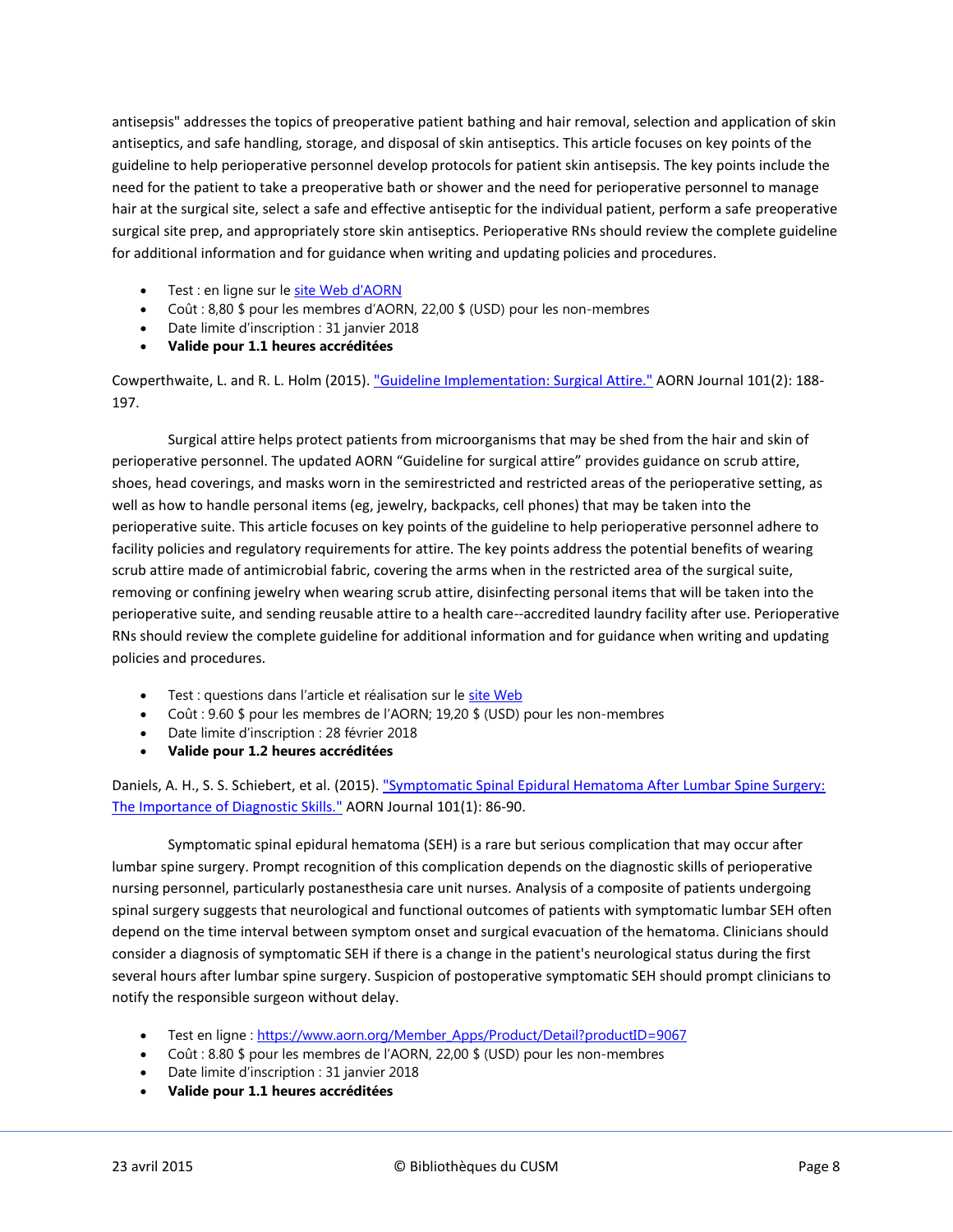antisepsis" addresses the topics of preoperative patient bathing and hair removal, selection and application of skin antiseptics, and safe handling, storage, and disposal of skin antiseptics. This article focuses on key points of the guideline to help perioperative personnel develop protocols for patient skin antisepsis. The key points include the need for the patient to take a preoperative bath or shower and the need for perioperative personnel to manage hair at the surgical site, select a safe and effective antiseptic for the individual patient, perform a safe preoperative surgical site prep, and appropriately store skin antiseptics. Perioperative RNs should review the complete guideline for additional information and for guidance when writing and updating policies and procedures.

- Test : en ligne sur le site Web d'AORN
- Coût : 8,80 $ pour les membres d'AORN, 22,00 $ (USD) pour les non-membres
- Date limite d'inscription : 31 janvier 2018
- **Valide pour 1.1 heures accréditées**

Cowperthwaite, L. and R. L. Holm (2015). "Guideline Implementation: Surgical Attire." AORN Journal 101(2): 188-197.

Surgical attire helps protect patients from microorganisms that may be shed from the hair and skin of perioperative personnel. The updated AORN "Guideline for surgical attire" provides guidance on scrub attire, shoes, head coverings, and masks worn in the semirestricted and restricted areas of the perioperative setting, as well as how to handle personal items (eg, jewelry, backpacks, cell phones) that may be taken into the perioperative suite. This article focuses on key points of the guideline to help perioperative personnel adhere to facility policies and regulatory requirements for attire. The key points address the potential benefits of wearing scrub attire made of antimicrobial fabric, covering the arms when in the restricted area of the surgical suite, removing or confining jewelry when wearing scrub attire, disinfecting personal items that will be taken into the perioperative suite, and sending reusable attire to a health care--accredited laundry facility after use. Perioperative RNs should review the complete guideline for additional information and for guidance when writing and updating policies and procedures.

- Test : questions dans l'article et réalisation sur le site Web
- Coût : 9.60 $ pour les membres de l'AORN; 19,20 $ (USD) pour les non-membres
- Date limite d'inscription : 28 février 2018
- **Valide pour 1.2 heures accréditées**

Daniels, A. H., S. S. Schiebert, et al. (2015). "Symptomatic Spinal Epidural Hematoma After Lumbar Spine Surgery: The Importance of Diagnostic Skills." AORN Journal 101(1): 86-90.

Symptomatic spinal epidural hematoma (SEH) is a rare but serious complication that may occur after lumbar spine surgery. Prompt recognition of this complication depends on the diagnostic skills of perioperative nursing personnel, particularly postanesthesia care unit nurses. Analysis of a composite of patients undergoing spinal surgery suggests that neurological and functional outcomes of patients with symptomatic lumbar SEH often depend on the time interval between symptom onset and surgical evacuation of the hematoma. Clinicians should consider a diagnosis of symptomatic SEH if there is a change in the patient's neurological status during the first several hours after lumbar spine surgery. Suspicion of postoperative symptomatic SEH should prompt clinicians to notify the responsible surgeon without delay.

- Test en ligne : https://www.aorn.org/Member_Apps/Product/Detail?productID=9067
- Coût : 8.80 $ pour les membres de l'AORN, 22,00 $ (USD) pour les non-membres
- Date limite d'inscription : 31 janvier 2018
- **Valide pour 1.1 heures accréditées**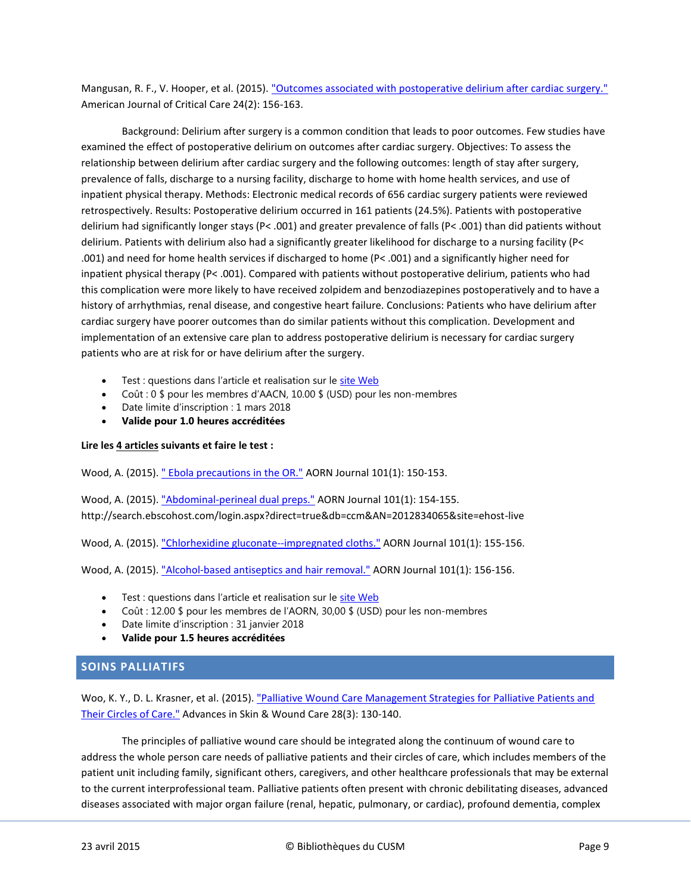Mangusan, R. F., V. Hooper, et al. (2015). "Outcomes associated with postoperative delirium after cardiac surgery." American Journal of Critical Care 24(2): 156-163.

Background: Delirium after surgery is a common condition that leads to poor outcomes. Few studies have examined the effect of postoperative delirium on outcomes after cardiac surgery. Objectives: To assess the relationship between delirium after cardiac surgery and the following outcomes: length of stay after surgery, prevalence of falls, discharge to a nursing facility, discharge to home with home health services, and use of inpatient physical therapy. Methods: Electronic medical records of 656 cardiac surgery patients were reviewed retrospectively. Results: Postoperative delirium occurred in 161 patients (24.5%). Patients with postoperative delirium had significantly longer stays (P< .001) and greater prevalence of falls (P< .001) than did patients without delirium. Patients with delirium also had a significantly greater likelihood for discharge to a nursing facility (P< .001) and need for home health services if discharged to home (P< .001) and a significantly higher need for inpatient physical therapy (P< .001). Compared with patients without postoperative delirium, patients who had this complication were more likely to have received zolpidem and benzodiazepines postoperatively and to have a history of arrhythmias, renal disease, and congestive heart failure. Conclusions: Patients who have delirium after cardiac surgery have poorer outcomes than do similar patients without this complication. Development and implementation of an extensive care plan to address postoperative delirium is necessary for cardiac surgery patients who are at risk for or have delirium after the surgery.

- Test : questions dans l'article et realisation sur le site Web
- Coût : 0 $ pour les membres d'AACN, 10.00 $ (USD) pour les non-membres
- Date limite d'inscription : 1 mars 2018
- **Valide pour 1.0 heures accréditées**

**Lire les <u>4 articles</u> suivants et faire le test :**

Wood, A. (2015). " Ebola precautions in the OR." AORN Journal 101(1): 150-153.

Wood, A. (2015). "Abdominal-perineal dual preps." AORN Journal 101(1): 154-155. http://search.ebscohost.com/login.aspx?direct=true&db=ccm&AN=2012834065&site=ehost-live

Wood, A. (2015). "Chlorhexidine gluconate--impregnated cloths." AORN Journal 101(1): 155-156.

Wood, A. (2015). "Alcohol-based antiseptics and hair removal." AORN Journal 101(1): 156-156.

- Test : questions dans l'article et realisation sur le site Web
- Coût : 12.00 $ pour les membres de l'AORN, 30,00 $ (USD) pour les non-membres
- Date limite d'inscription : 31 janvier 2018
- **Valide pour 1.5 heures accréditées**

## SOINS PALLIATIFS

Woo, K. Y., D. L. Krasner, et al. (2015). "Palliative Wound Care Management Strategies for Palliative Patients and Their Circles of Care." Advances in Skin & Wound Care 28(3): 130-140.

The principles of palliative wound care should be integrated along the continuum of wound care to address the whole person care needs of palliative patients and their circles of care, which includes members of the patient unit including family, significant others, caregivers, and other healthcare professionals that may be external to the current interprofessional team. Palliative patients often present with chronic debilitating diseases, advanced diseases associated with major organ failure (renal, hepatic, pulmonary, or cardiac), profound dementia, complex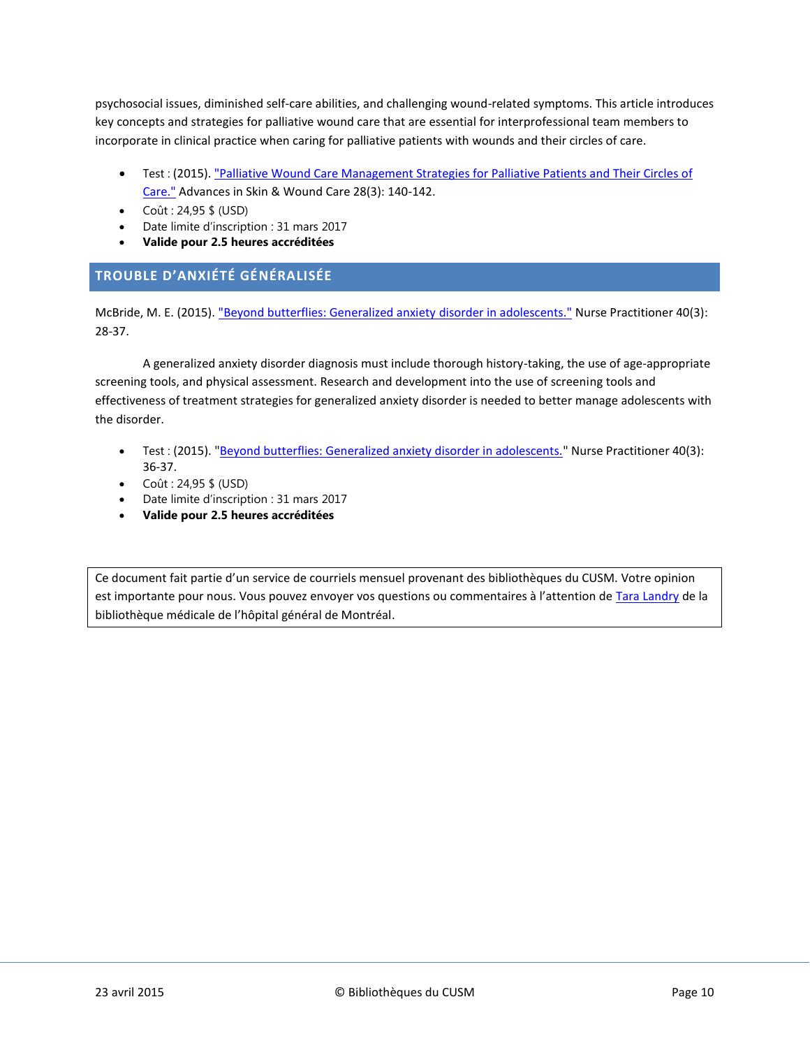psychosocial issues, diminished self-care abilities, and challenging wound-related symptoms. This article introduces key concepts and strategies for palliative wound care that are essential for interprofessional team members to incorporate in clinical practice when caring for palliative patients with wounds and their circles of care.

- Test : (2015). "Palliative Wound Care Management Strategies for Palliative Patients and Their Circles of Care." Advances in Skin & Wound Care 28(3): 140-142.
- Coût : 24,95 $ (USD)
- Date limite d'inscription : 31 mars 2017
- **Valide pour 2.5 heures accréditées**

## TROUBLE D'ANXIÉTÉ GÉNÉRALISÉE

McBride, M. E. (2015). "Beyond butterflies: Generalized anxiety disorder in adolescents." Nurse Practitioner 40(3): 28-37.

A generalized anxiety disorder diagnosis must include thorough history-taking, the use of age-appropriate screening tools, and physical assessment. Research and development into the use of screening tools and effectiveness of treatment strategies for generalized anxiety disorder is needed to better manage adolescents with the disorder.

- Test : (2015). "Beyond butterflies: Generalized anxiety disorder in adolescents." Nurse Practitioner 40(3): 36-37.
- Coût : 24,95 $ (USD)
- Date limite d'inscription : 31 mars 2017
- **Valide pour 2.5 heures accréditées**

Ce document fait partie d'un service de courriels mensuel provenant des bibliothèques du CUSM. Votre opinion est importante pour nous. Vous pouvez envoyer vos questions ou commentaires à l'attention de Tara Landry de la bibliothèque médicale de l'hôpital général de Montréal.